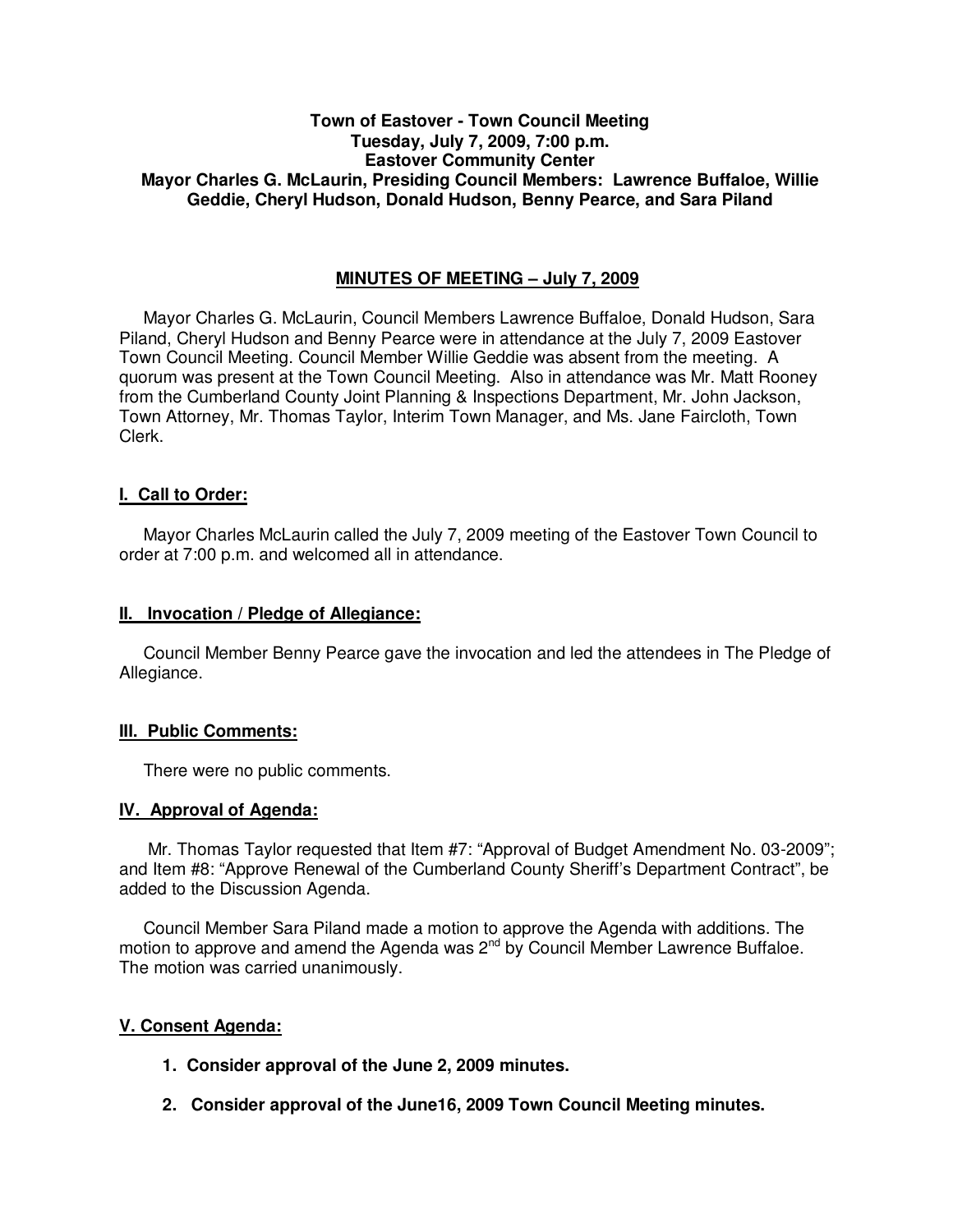**Town of Eastover - Town Council Meeting**
**Tuesday, July 7, 2009, 7:00 p.m.**
**Eastover Community Center**
**Mayor Charles G. McLaurin, Presiding Council Members: Lawrence Buffaloe, Willie Geddie, Cheryl Hudson, Donald Hudson, Benny Pearce, and Sara Piland**

## MINUTES OF MEETING – July 7, 2009

Mayor Charles G. McLaurin, Council Members Lawrence Buffaloe, Donald Hudson, Sara Piland, Cheryl Hudson and Benny Pearce were in attendance at the July 7, 2009 Eastover Town Council Meeting. Council Member Willie Geddie was absent from the meeting. A quorum was present at the Town Council Meeting. Also in attendance was Mr. Matt Rooney from the Cumberland County Joint Planning & Inspections Department, Mr. John Jackson, Town Attorney, Mr. Thomas Taylor, Interim Town Manager, and Ms. Jane Faircloth, Town Clerk.

### I. Call to Order:

Mayor Charles McLaurin called the July 7, 2009 meeting of the Eastover Town Council to order at 7:00 p.m. and welcomed all in attendance.

### II. Invocation / Pledge of Allegiance:

Council Member Benny Pearce gave the invocation and led the attendees in The Pledge of Allegiance.

### III. Public Comments:

There were no public comments.

### IV. Approval of Agenda:

Mr. Thomas Taylor requested that Item #7: "Approval of Budget Amendment No. 03-2009"; and Item #8: "Approve Renewal of the Cumberland County Sheriff's Department Contract", be added to the Discussion Agenda.

Council Member Sara Piland made a motion to approve the Agenda with additions. The motion to approve and amend the Agenda was 2nd by Council Member Lawrence Buffaloe. The motion was carried unanimously.

### V. Consent Agenda:

1. **Consider approval of the June 2, 2009 minutes.**
2. **Consider approval of the June16, 2009 Town Council Meeting minutes.**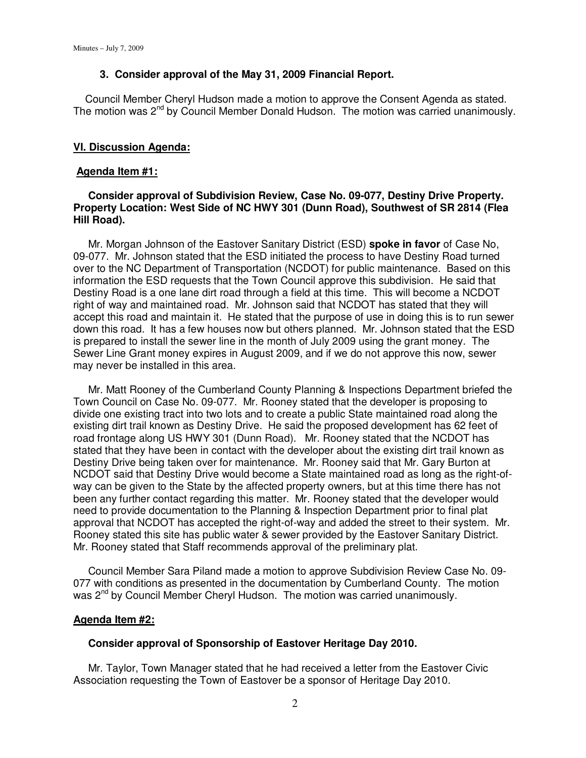### 3. Consider approval of the May 31, 2009 Financial Report.

Council Member Cheryl Hudson made a motion to approve the Consent Agenda as stated. The motion was 2nd by Council Member Donald Hudson. The motion was carried unanimously.

## VI. Discussion Agenda:

### Agenda Item #1:

**Consider approval of Subdivision Review, Case No. 09-077, Destiny Drive Property. Property Location: West Side of NC HWY 301 (Dunn Road), Southwest of SR 2814 (Flea Hill Road).**

Mr. Morgan Johnson of the Eastover Sanitary District (ESD) **spoke in favor** of Case No, 09-077. Mr. Johnson stated that the ESD initiated the process to have Destiny Road turned over to the NC Department of Transportation (NCDOT) for public maintenance. Based on this information the ESD requests that the Town Council approve this subdivision. He said that Destiny Road is a one lane dirt road through a field at this time. This will become a NCDOT right of way and maintained road. Mr. Johnson said that NCDOT has stated that they will accept this road and maintain it. He stated that the purpose of use in doing this is to run sewer down this road. It has a few houses now but others planned. Mr. Johnson stated that the ESD is prepared to install the sewer line in the month of July 2009 using the grant money. The Sewer Line Grant money expires in August 2009, and if we do not approve this now, sewer may never be installed in this area.

Mr. Matt Rooney of the Cumberland County Planning & Inspections Department briefed the Town Council on Case No. 09-077. Mr. Rooney stated that the developer is proposing to divide one existing tract into two lots and to create a public State maintained road along the existing dirt trail known as Destiny Drive. He said the proposed development has 62 feet of road frontage along US HWY 301 (Dunn Road). Mr. Rooney stated that the NCDOT has stated that they have been in contact with the developer about the existing dirt trail known as Destiny Drive being taken over for maintenance. Mr. Rooney said that Mr. Gary Burton at NCDOT said that Destiny Drive would become a State maintained road as long as the right-of-way can be given to the State by the affected property owners, but at this time there has not been any further contact regarding this matter. Mr. Rooney stated that the developer would need to provide documentation to the Planning & Inspection Department prior to final plat approval that NCDOT has accepted the right-of-way and added the street to their system. Mr. Rooney stated this site has public water & sewer provided by the Eastover Sanitary District. Mr. Rooney stated that Staff recommends approval of the preliminary plat.

Council Member Sara Piland made a motion to approve Subdivision Review Case No. 09-077 with conditions as presented in the documentation by Cumberland County. The motion was 2nd by Council Member Cheryl Hudson. The motion was carried unanimously.

### Agenda Item #2:

**Consider approval of Sponsorship of Eastover Heritage Day 2010.**

Mr. Taylor, Town Manager stated that he had received a letter from the Eastover Civic Association requesting the Town of Eastover be a sponsor of Heritage Day 2010.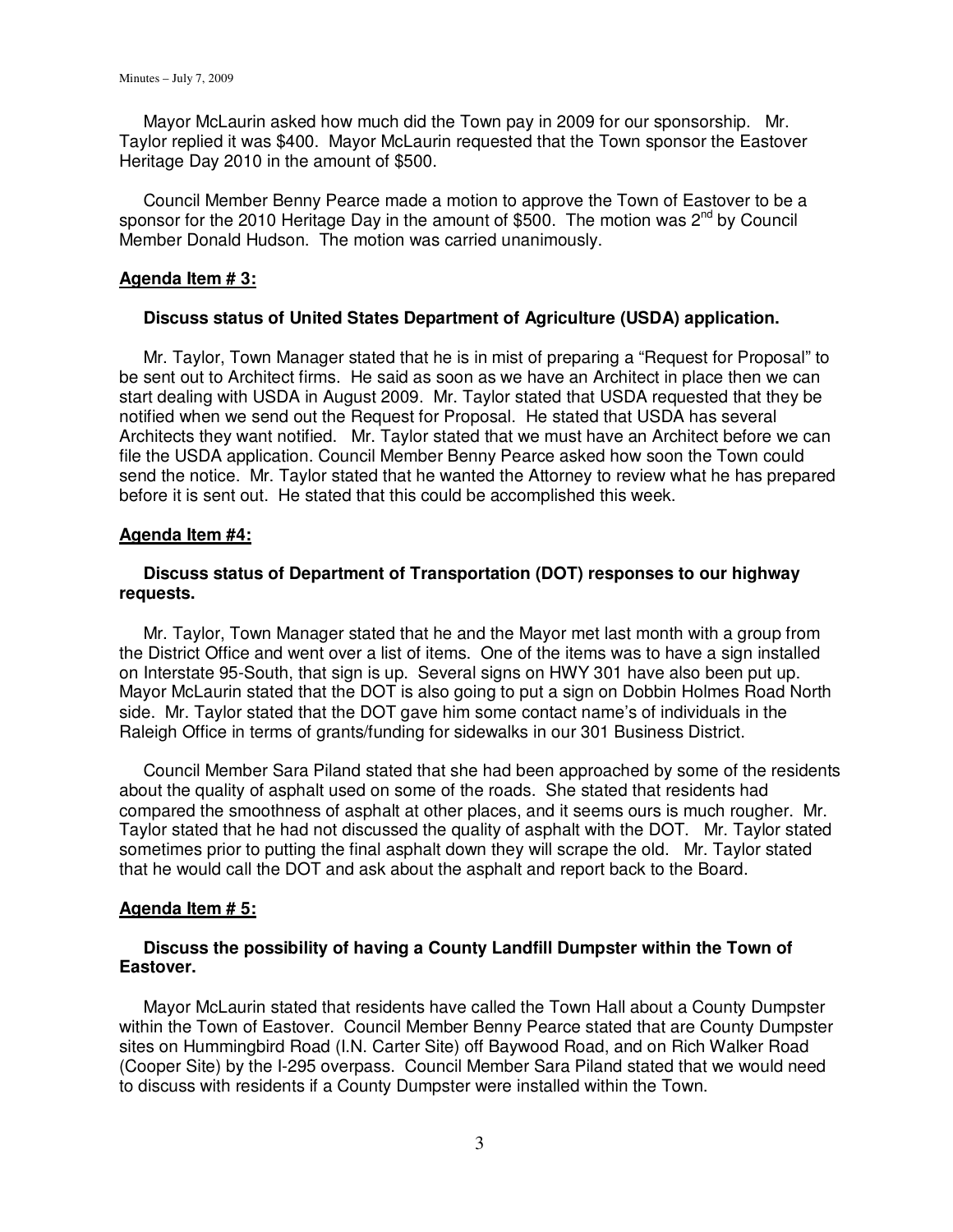Mayor McLaurin asked how much did the Town pay in 2009 for our sponsorship. Mr. Taylor replied it was $400. Mayor McLaurin requested that the Town sponsor the Eastover Heritage Day 2010 in the amount of $500.

Council Member Benny Pearce made a motion to approve the Town of Eastover to be a sponsor for the 2010 Heritage Day in the amount of $500. The motion was 2nd by Council Member Donald Hudson. The motion was carried unanimously.

**Agenda Item # 3:**

**Discuss status of United States Department of Agriculture (USDA) application.**

Mr. Taylor, Town Manager stated that he is in mist of preparing a "Request for Proposal" to be sent out to Architect firms. He said as soon as we have an Architect in place then we can start dealing with USDA in August 2009. Mr. Taylor stated that USDA requested that they be notified when we send out the Request for Proposal. He stated that USDA has several Architects they want notified. Mr. Taylor stated that we must have an Architect before we can file the USDA application. Council Member Benny Pearce asked how soon the Town could send the notice. Mr. Taylor stated that he wanted the Attorney to review what he has prepared before it is sent out. He stated that this could be accomplished this week.

**Agenda Item #4:**

**Discuss status of Department of Transportation (DOT) responses to our highway requests.**

Mr. Taylor, Town Manager stated that he and the Mayor met last month with a group from the District Office and went over a list of items. One of the items was to have a sign installed on Interstate 95-South, that sign is up. Several signs on HWY 301 have also been put up. Mayor McLaurin stated that the DOT is also going to put a sign on Dobbin Holmes Road North side. Mr. Taylor stated that the DOT gave him some contact name's of individuals in the Raleigh Office in terms of grants/funding for sidewalks in our 301 Business District.

Council Member Sara Piland stated that she had been approached by some of the residents about the quality of asphalt used on some of the roads. She stated that residents had compared the smoothness of asphalt at other places, and it seems ours is much rougher. Mr. Taylor stated that he had not discussed the quality of asphalt with the DOT. Mr. Taylor stated sometimes prior to putting the final asphalt down they will scrape the old. Mr. Taylor stated that he would call the DOT and ask about the asphalt and report back to the Board.

**Agenda Item # 5:**

**Discuss the possibility of having a County Landfill Dumpster within the Town of Eastover.**

Mayor McLaurin stated that residents have called the Town Hall about a County Dumpster within the Town of Eastover. Council Member Benny Pearce stated that are County Dumpster sites on Hummingbird Road (I.N. Carter Site) off Baywood Road, and on Rich Walker Road (Cooper Site) by the I-295 overpass. Council Member Sara Piland stated that we would need to discuss with residents if a County Dumpster were installed within the Town.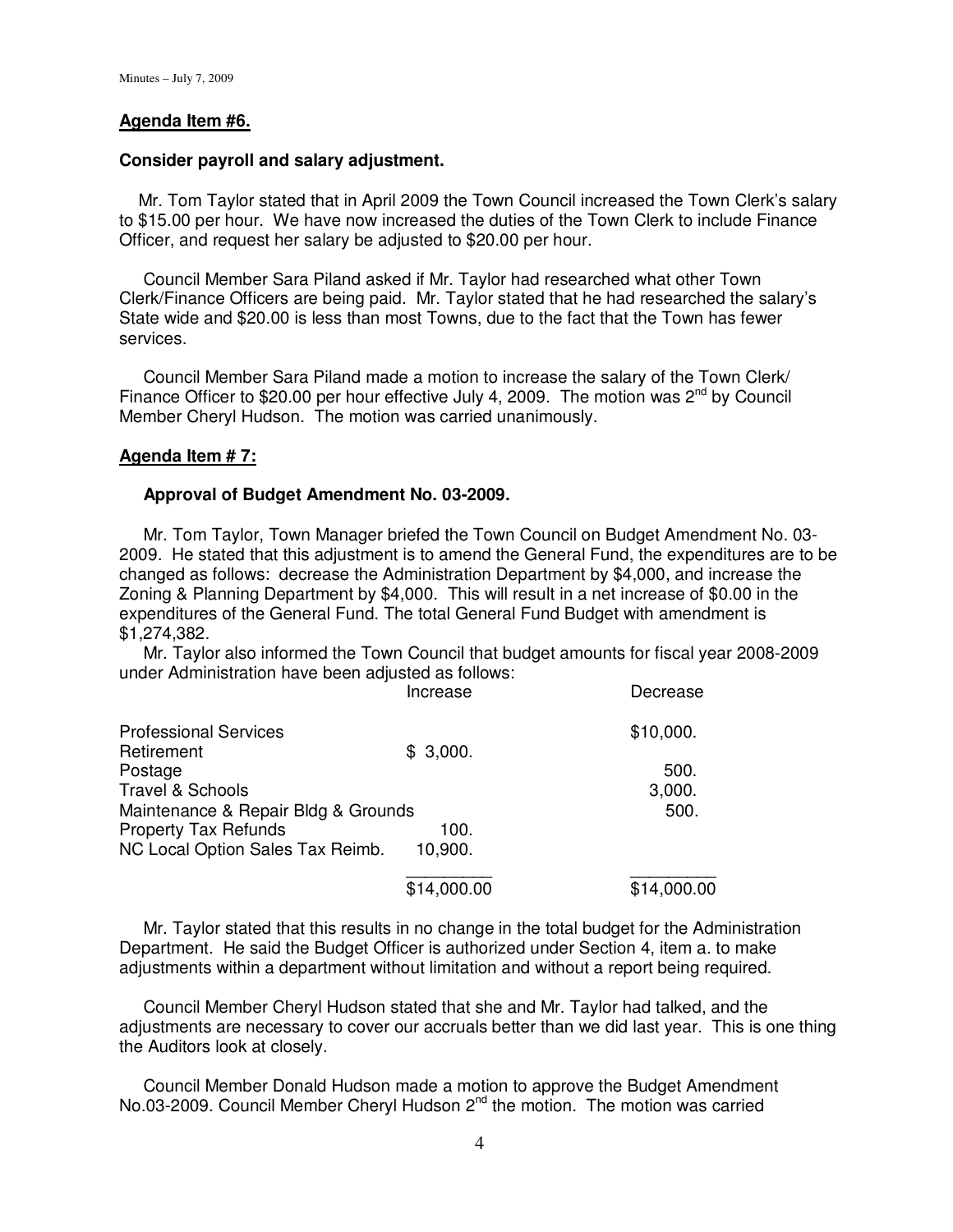## Agenda Item #6.

**Consider payroll and salary adjustment.**

Mr. Tom Taylor stated that in April 2009 the Town Council increased the Town Clerk's salary to $15.00 per hour. We have now increased the duties of the Town Clerk to include Finance Officer, and request her salary be adjusted to $20.00 per hour.

Council Member Sara Piland asked if Mr. Taylor had researched what other Town Clerk/Finance Officers are being paid. Mr. Taylor stated that he had researched the salary's State wide and $20.00 is less than most Towns, due to the fact that the Town has fewer services.

Council Member Sara Piland made a motion to increase the salary of the Town Clerk/ Finance Officer to $20.00 per hour effective July 4, 2009. The motion was 2nd by Council Member Cheryl Hudson. The motion was carried unanimously.

## Agenda Item # 7:

**Approval of Budget Amendment No. 03-2009.**

Mr. Tom Taylor, Town Manager briefed the Town Council on Budget Amendment No. 03-2009. He stated that this adjustment is to amend the General Fund, the expenditures are to be changed as follows: decrease the Administration Department by $4,000, and increase the Zoning & Planning Department by $4,000. This will result in a net increase of $0.00 in the expenditures of the General Fund. The total General Fund Budget with amendment is $1,274,382.

Mr. Taylor also informed the Town Council that budget amounts for fiscal year 2008-2009 under Administration have been adjusted as follows:

| | Increase | Decrease |
|---|---|---|
| Professional Services | | $10,000. |
| Retirement | $ 3,000. | |
| Postage | | 500. |
| Travel & Schools | | 3,000. |
| Maintenance & Repair Bldg & Grounds | | 500. |
| Property Tax Refunds | 100. | |
| NC Local Option Sales Tax Reimb. | 10,900. | |
| | $14,000.00 | $14,000.00 |

Mr. Taylor stated that this results in no change in the total budget for the Administration Department. He said the Budget Officer is authorized under Section 4, item a. to make adjustments within a department without limitation and without a report being required.

Council Member Cheryl Hudson stated that she and Mr. Taylor had talked, and the adjustments are necessary to cover our accruals better than we did last year. This is one thing the Auditors look at closely.

Council Member Donald Hudson made a motion to approve the Budget Amendment No.03-2009. Council Member Cheryl Hudson 2nd the motion. The motion was carried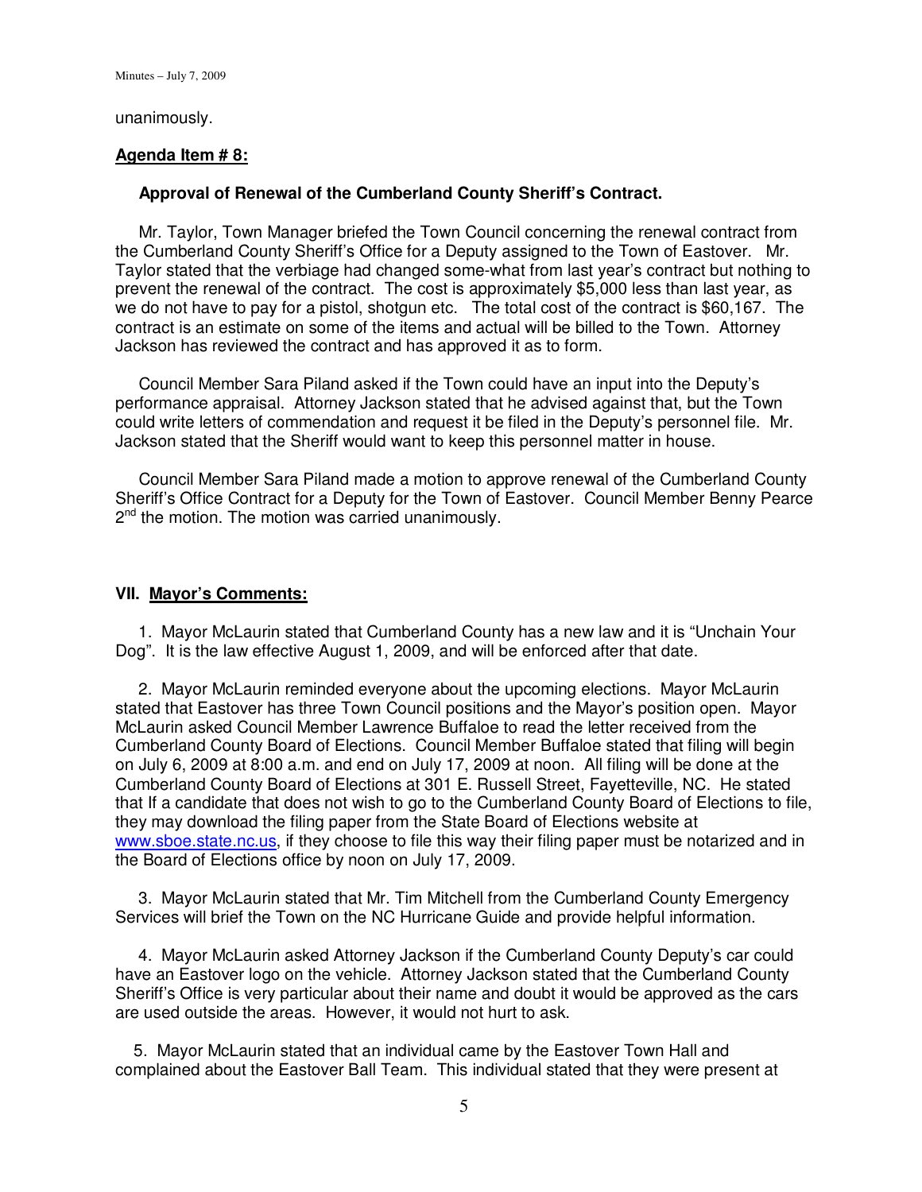unanimously.

**Agenda Item # 8:**

**Approval of Renewal of the Cumberland County Sheriff's Contract.**

Mr. Taylor, Town Manager briefed the Town Council concerning the renewal contract from the Cumberland County Sheriff's Office for a Deputy assigned to the Town of Eastover. Mr. Taylor stated that the verbiage had changed some-what from last year's contract but nothing to prevent the renewal of the contract. The cost is approximately $5,000 less than last year, as we do not have to pay for a pistol, shotgun etc. The total cost of the contract is $60,167. The contract is an estimate on some of the items and actual will be billed to the Town. Attorney Jackson has reviewed the contract and has approved it as to form.

Council Member Sara Piland asked if the Town could have an input into the Deputy's performance appraisal. Attorney Jackson stated that he advised against that, but the Town could write letters of commendation and request it be filed in the Deputy's personnel file. Mr. Jackson stated that the Sheriff would want to keep this personnel matter in house.

Council Member Sara Piland made a motion to approve renewal of the Cumberland County Sheriff's Office Contract for a Deputy for the Town of Eastover. Council Member Benny Pearce 2nd the motion. The motion was carried unanimously.

**VII. Mayor's Comments:**

1. Mayor McLaurin stated that Cumberland County has a new law and it is "Unchain Your Dog". It is the law effective August 1, 2009, and will be enforced after that date.

2. Mayor McLaurin reminded everyone about the upcoming elections. Mayor McLaurin stated that Eastover has three Town Council positions and the Mayor's position open. Mayor McLaurin asked Council Member Lawrence Buffaloe to read the letter received from the Cumberland County Board of Elections. Council Member Buffaloe stated that filing will begin on July 6, 2009 at 8:00 a.m. and end on July 17, 2009 at noon. All filing will be done at the Cumberland County Board of Elections at 301 E. Russell Street, Fayetteville, NC. He stated that If a candidate that does not wish to go to the Cumberland County Board of Elections to file, they may download the filing paper from the State Board of Elections website at www.sboe.state.nc.us, if they choose to file this way their filing paper must be notarized and in the Board of Elections office by noon on July 17, 2009.

3. Mayor McLaurin stated that Mr. Tim Mitchell from the Cumberland County Emergency Services will brief the Town on the NC Hurricane Guide and provide helpful information.

4. Mayor McLaurin asked Attorney Jackson if the Cumberland County Deputy's car could have an Eastover logo on the vehicle. Attorney Jackson stated that the Cumberland County Sheriff's Office is very particular about their name and doubt it would be approved as the cars are used outside the areas. However, it would not hurt to ask.

5. Mayor McLaurin stated that an individual came by the Eastover Town Hall and complained about the Eastover Ball Team. This individual stated that they were present at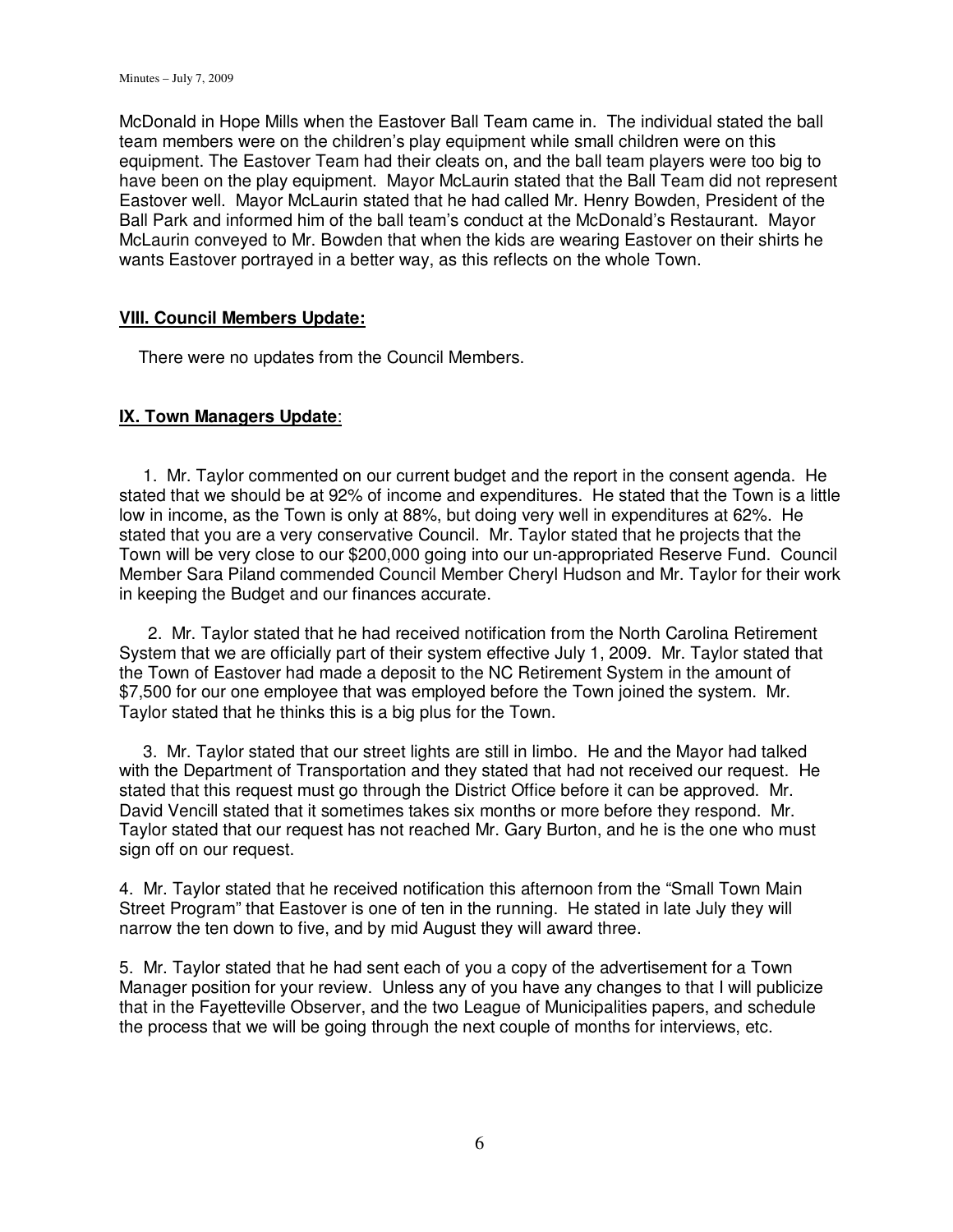McDonald in Hope Mills when the Eastover Ball Team came in. The individual stated the ball team members were on the children's play equipment while small children were on this equipment. The Eastover Team had their cleats on, and the ball team players were too big to have been on the play equipment. Mayor McLaurin stated that the Ball Team did not represent Eastover well. Mayor McLaurin stated that he had called Mr. Henry Bowden, President of the Ball Park and informed him of the ball team's conduct at the McDonald's Restaurant. Mayor McLaurin conveyed to Mr. Bowden that when the kids are wearing Eastover on their shirts he wants Eastover portrayed in a better way, as this reflects on the whole Town.

## VIII. Council Members Update:

There were no updates from the Council Members.

## IX. Town Managers Update:

1. Mr. Taylor commented on our current budget and the report in the consent agenda. He stated that we should be at 92% of income and expenditures. He stated that the Town is a little low in income, as the Town is only at 88%, but doing very well in expenditures at 62%. He stated that you are a very conservative Council. Mr. Taylor stated that he projects that the Town will be very close to our $200,000 going into our un-appropriated Reserve Fund. Council Member Sara Piland commended Council Member Cheryl Hudson and Mr. Taylor for their work in keeping the Budget and our finances accurate.

2. Mr. Taylor stated that he had received notification from the North Carolina Retirement System that we are officially part of their system effective July 1, 2009. Mr. Taylor stated that the Town of Eastover had made a deposit to the NC Retirement System in the amount of $7,500 for our one employee that was employed before the Town joined the system. Mr. Taylor stated that he thinks this is a big plus for the Town.

3. Mr. Taylor stated that our street lights are still in limbo. He and the Mayor had talked with the Department of Transportation and they stated that had not received our request. He stated that this request must go through the District Office before it can be approved. Mr. David Vencill stated that it sometimes takes six months or more before they respond. Mr. Taylor stated that our request has not reached Mr. Gary Burton, and he is the one who must sign off on our request.

4. Mr. Taylor stated that he received notification this afternoon from the "Small Town Main Street Program" that Eastover is one of ten in the running. He stated in late July they will narrow the ten down to five, and by mid August they will award three.

5. Mr. Taylor stated that he had sent each of you a copy of the advertisement for a Town Manager position for your review. Unless any of you have any changes to that I will publicize that in the Fayetteville Observer, and the two League of Municipalities papers, and schedule the process that we will be going through the next couple of months for interviews, etc.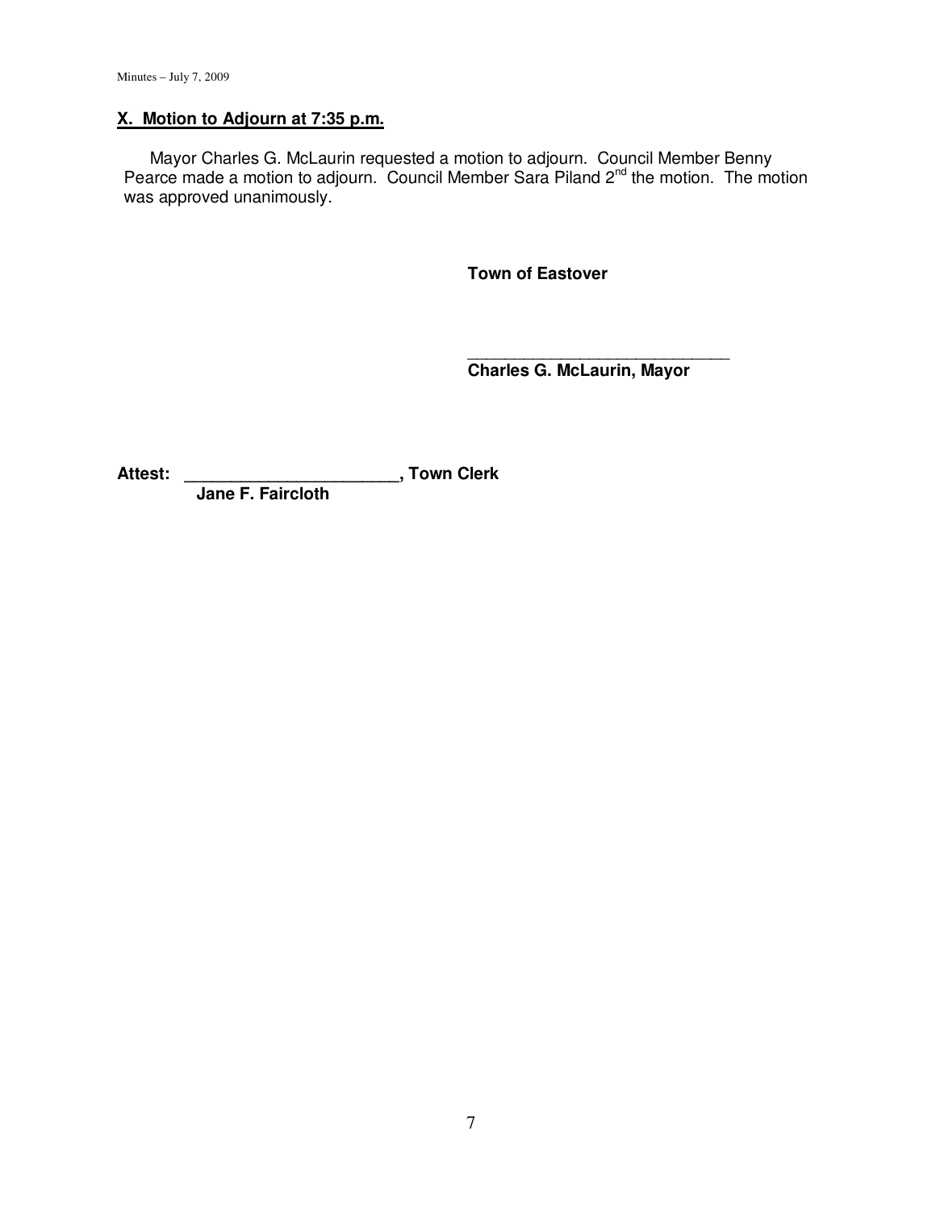## X. Motion to Adjourn at 7:35 p.m.

Mayor Charles G. McLaurin requested a motion to adjourn. Council Member Benny Pearce made a motion to adjourn. Council Member Sara Piland 2nd the motion. The motion was approved unanimously.

**Town of Eastover**

______________________________
**Charles G. McLaurin, Mayor**

**Attest: _______________________, Town Clerk**
**Jane F. Faircloth**